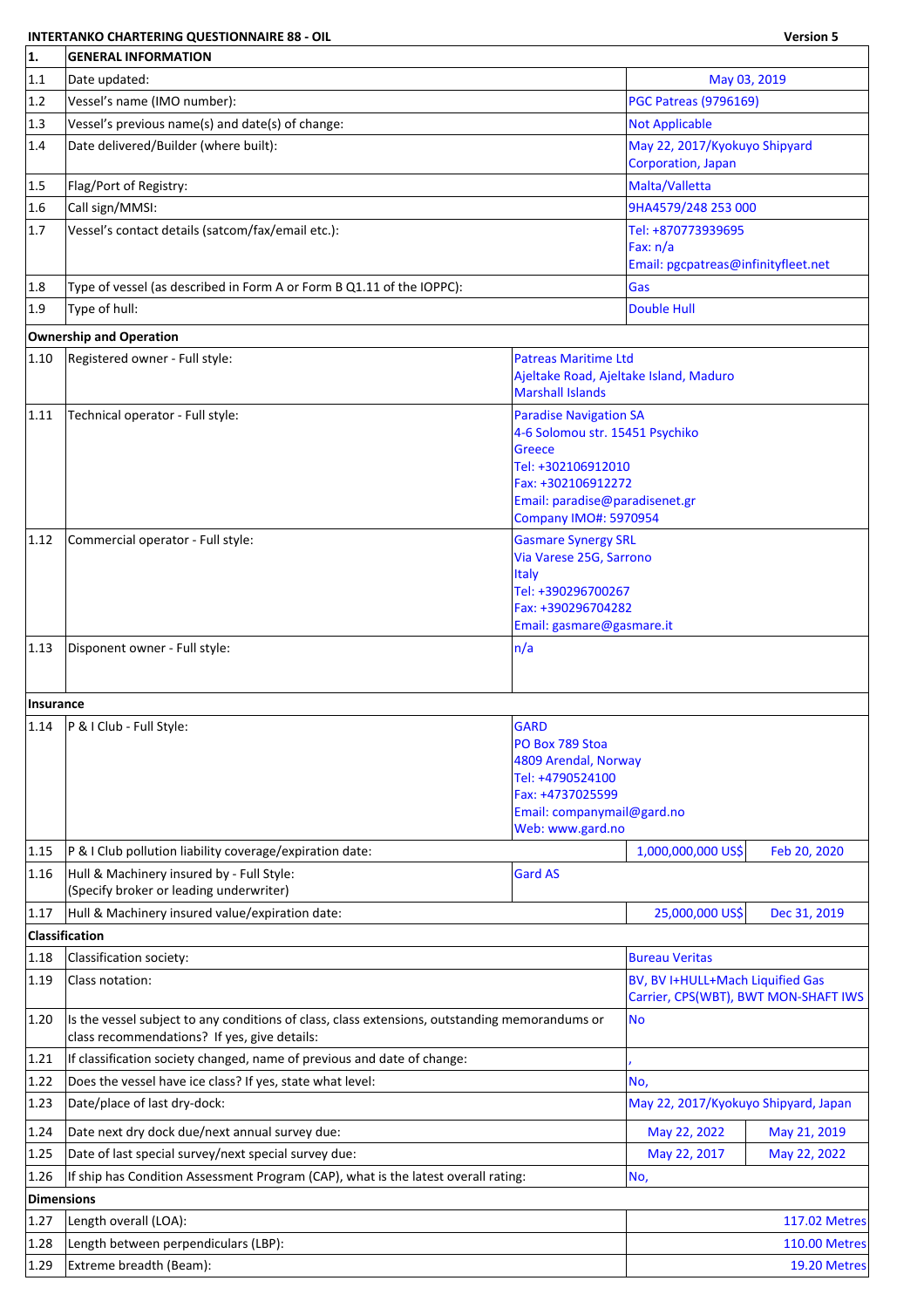**INTERTANKO CHARTERING QUESTIONNAIRE 88 - OIL** — **Version 5**

| | | | |
|---|---|---|---|
| **1.** | **GENERAL INFORMATION** | | |
| 1.1 | Date updated: | May 03, 2019 | |
| 1.2 | Vessel's name (IMO number): | PGC Patreas (9796169) | |
| 1.3 | Vessel's previous name(s) and date(s) of change: | Not Applicable | |
| 1.4 | Date delivered/Builder (where built): | May 22, 2017/Kyokuyo Shipyard Corporation, Japan | |
| 1.5 | Flag/Port of Registry: | Malta/Valletta | |
| 1.6 | Call sign/MMSI: | 9HA4579/248 253 000 | |
| 1.7 | Vessel's contact details (satcom/fax/email etc.): | Tel: +870773939695<br>Fax: n/a<br>Email: pgcpatreas@infinityfleet.net | |
| 1.8 | Type of vessel (as described in Form A or Form B Q1.11 of the IOPPC): | Gas | |
| 1.9 | Type of hull: | Double Hull | |
| **Ownership and Operation** | | | |
| 1.10 | Registered owner - Full style: | Patreas Maritime Ltd<br>Ajeltake Road, Ajeltake Island, Maduro<br>Marshall Islands | |
| 1.11 | Technical operator - Full style: | Paradise Navigation SA<br>4-6 Solomou str. 15451 Psychiko<br>Greece<br>Tel: +302106912010<br>Fax: +302106912272<br>Email: paradise@paradisenet.gr<br>Company IMO#: 5970954 | |
| 1.12 | Commercial operator - Full style: | Gasmare Synergy SRL<br>Via Varese 25G, Sarrono<br>Italy<br>Tel: +390296700267<br>Fax: +390296704282<br>Email: gasmare@gasmare.it | |
| 1.13 | Disponent owner - Full style: | n/a | |
| **Insurance** | | | |
| 1.14 | P & I Club - Full Style: | GARD<br>PO Box 789 Stoa<br>4809 Arendal, Norway<br>Tel: +4790524100<br>Fax: +4737025599<br>Email: companymail@gard.no<br>Web: www.gard.no | |
| 1.15 | P & I Club pollution liability coverage/expiration date: | 1,000,000,000 US$ | Feb 20, 2020 |
| 1.16 | Hull & Machinery insured by - Full Style:<br>(Specify broker or leading underwriter) | Gard AS | |
| 1.17 | Hull & Machinery insured value/expiration date: | 25,000,000 US$ | Dec 31, 2019 |
| **Classification** | | | |
| 1.18 | Classification society: | Bureau Veritas | |
| 1.19 | Class notation: | BV, BV I+HULL+Mach Liquified Gas Carrier, CPS(WBT), BWT MON-SHAFT IWS | |
| 1.20 | Is the vessel subject to any conditions of class, class extensions, outstanding memorandums or class recommendations? If yes, give details: | No | |
| 1.21 | If classification society changed, name of previous and date of change: | , | |
| 1.22 | Does the vessel have ice class? If yes, state what level: | No, | |
| 1.23 | Date/place of last dry-dock: | May 22, 2017/Kyokuyo Shipyard, Japan | |
| 1.24 | Date next dry dock due/next annual survey due: | May 22, 2022 | May 21, 2019 |
| 1.25 | Date of last special survey/next special survey due: | May 22, 2017 | May 22, 2022 |
| 1.26 | If ship has Condition Assessment Program (CAP), what is the latest overall rating: | No, | |
| **Dimensions** | | | |
| 1.27 | Length overall (LOA): | 117.02 Metres | |
| 1.28 | Length between perpendiculars (LBP): | 110.00 Metres | |
| 1.29 | Extreme breadth (Beam): | 19.20 Metres | |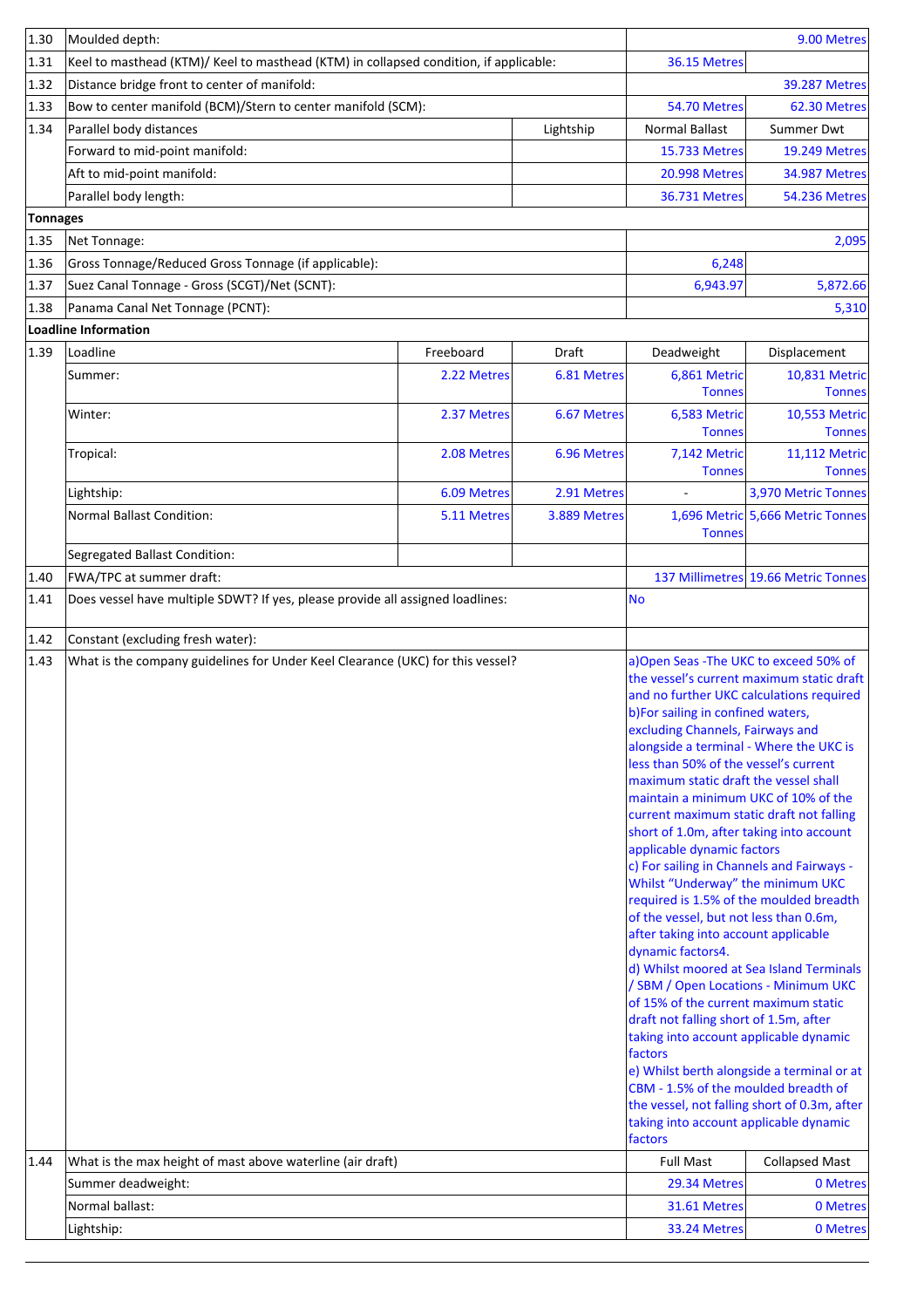| | | | | | |
|---|---|---|---|---|---|
| 1.30 | Moulded depth: | | | | 9.00 Metres |
| 1.31 | Keel to masthead (KTM)/ Keel to masthead (KTM) in collapsed condition, if applicable: | | | 36.15 Metres | |
| 1.32 | Distance bridge front to center of manifold: | | | | 39.287 Metres |
| 1.33 | Bow to center manifold (BCM)/Stern to center manifold (SCM): | | | 54.70 Metres | 62.30 Metres |
| 1.34 | Parallel body distances | | Lightship | Normal Ballast | Summer Dwt |
| | Forward to mid-point manifold: | | | 15.733 Metres | 19.249 Metres |
| | Aft to mid-point manifold: | | | 20.998 Metres | 34.987 Metres |
| | Parallel body length: | | | 36.731 Metres | 54.236 Metres |
| **Tonnages** | | | | | |
| 1.35 | Net Tonnage: | | | | 2,095 |
| 1.36 | Gross Tonnage/Reduced Gross Tonnage (if applicable): | | | 6,248 | |
| 1.37 | Suez Canal Tonnage - Gross (SCGT)/Net (SCNT): | | | 6,943.97 | 5,872.66 |
| 1.38 | Panama Canal Net Tonnage (PCNT): | | | | 5,310 |
| **Loadline Information** | | | | | |
| 1.39 | Loadline | Freeboard | Draft | Deadweight | Displacement |
| | Summer: | 2.22 Metres | 6.81 Metres | 6,861 Metric Tonnes | 10,831 Metric Tonnes |
| | Winter: | 2.37 Metres | 6.67 Metres | 6,583 Metric Tonnes | 10,553 Metric Tonnes |
| | Tropical: | 2.08 Metres | 6.96 Metres | 7,142 Metric Tonnes | 11,112 Metric Tonnes |
| | Lightship: | 6.09 Metres | 2.91 Metres | - | 3,970 Metric Tonnes |
| | Normal Ballast Condition: | 5.11 Metres | 3.889 Metres | 1,696 Metric Tonnes | 5,666 Metric Tonnes |
| | Segregated Ballast Condition: | | | | |
| 1.40 | FWA/TPC at summer draft: | | | 137 Millimetres | 19.66 Metric Tonnes |
| 1.41 | Does vessel have multiple SDWT? If yes, please provide all assigned loadlines: | | | No | |
| 1.42 | Constant (excluding fresh water): | | | | |
| 1.43 | What is the company guidelines for Under Keel Clearance (UKC) for this vessel? | | | a)Open Seas -The UKC to exceed 50% of the vessel's current maximum static draft and no further UKC calculations required<br>b)For sailing in confined waters, excluding Channels, Fairways and alongside a terminal - Where the UKC is less than 50% of the vessel's current maximum static draft the vessel shall maintain a minimum UKC of 10% of the current maximum static draft not falling short of 1.0m, after taking into account applicable dynamic factors<br>c) For sailing in Channels and Fairways - Whilst "Underway" the minimum UKC required is 1.5% of the moulded breadth of the vessel, but not less than 0.6m, after taking into account applicable dynamic factors4.<br>d) Whilst moored at Sea Island Terminals / SBM / Open Locations - Minimum UKC of 15% of the current maximum static draft not falling short of 1.5m, after taking into account applicable dynamic factors<br>e) Whilst berth alongside a terminal or at CBM - 1.5% of the moulded breadth of the vessel, not falling short of 0.3m, after taking into account applicable dynamic factors | |
| 1.44 | What is the max height of mast above waterline (air draft) | | | Full Mast | Collapsed Mast |
| | Summer deadweight: | | | 29.34 Metres | 0 Metres |
| | Normal ballast: | | | 31.61 Metres | 0 Metres |
| | Lightship: | | | 33.24 Metres | 0 Metres |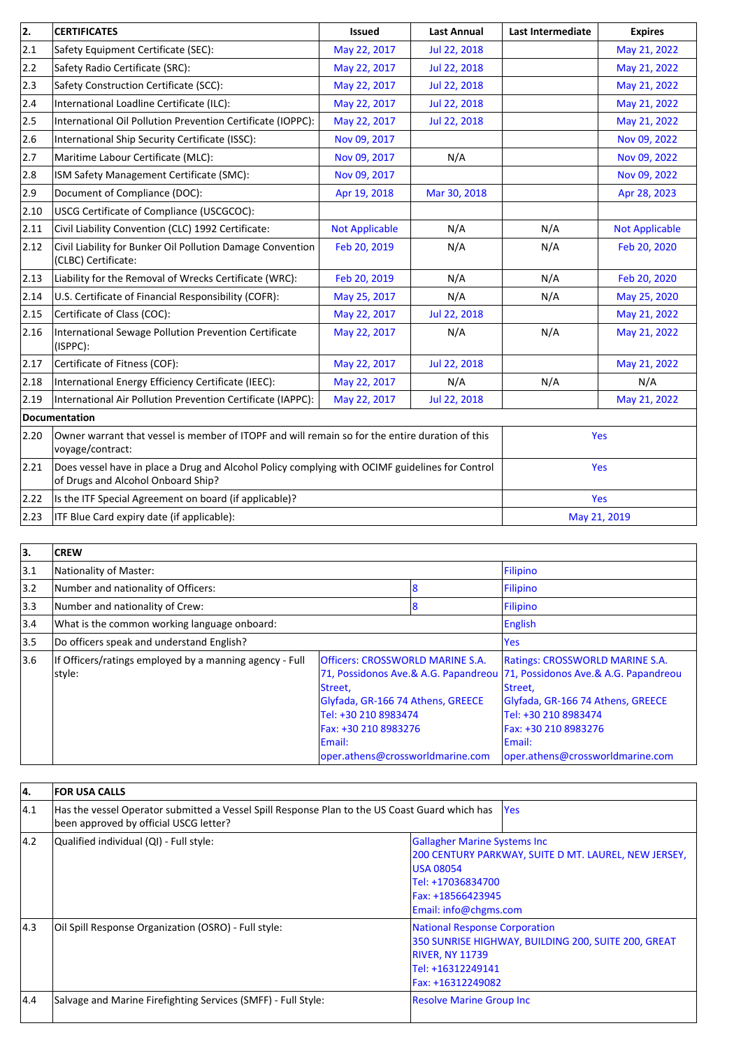| 2. | CERTIFICATES | Issued | Last Annual | Last Intermediate | Expires |
|---|---|---|---|---|---|
| 2.1 | Safety Equipment Certificate (SEC): | May 22, 2017 | Jul 22, 2018 | | May 21, 2022 |
| 2.2 | Safety Radio Certificate (SRC): | May 22, 2017 | Jul 22, 2018 | | May 21, 2022 |
| 2.3 | Safety Construction Certificate (SCC): | May 22, 2017 | Jul 22, 2018 | | May 21, 2022 |
| 2.4 | International Loadline Certificate (ILC): | May 22, 2017 | Jul 22, 2018 | | May 21, 2022 |
| 2.5 | International Oil Pollution Prevention Certificate (IOPPC): | May 22, 2017 | Jul 22, 2018 | | May 21, 2022 |
| 2.6 | International Ship Security Certificate (ISSC): | Nov 09, 2017 | | | Nov 09, 2022 |
| 2.7 | Maritime Labour Certificate (MLC): | Nov 09, 2017 | N/A | | Nov 09, 2022 |
| 2.8 | ISM Safety Management Certificate (SMC): | Nov 09, 2017 | | | Nov 09, 2022 |
| 2.9 | Document of Compliance (DOC): | Apr 19, 2018 | Mar 30, 2018 | | Apr 28, 2023 |
| 2.10 | USCG Certificate of Compliance (USCGCOC): | | | | |
| 2.11 | Civil Liability Convention (CLC) 1992 Certificate: | Not Applicable | N/A | N/A | Not Applicable |
| 2.12 | Civil Liability for Bunker Oil Pollution Damage Convention (CLBC) Certificate: | Feb 20, 2019 | N/A | N/A | Feb 20, 2020 |
| 2.13 | Liability for the Removal of Wrecks Certificate (WRC): | Feb 20, 2019 | N/A | N/A | Feb 20, 2020 |
| 2.14 | U.S. Certificate of Financial Responsibility (COFR): | May 25, 2017 | N/A | N/A | May 25, 2020 |
| 2.15 | Certificate of Class (COC): | May 22, 2017 | Jul 22, 2018 | | May 21, 2022 |
| 2.16 | International Sewage Pollution Prevention Certificate (ISPPC): | May 22, 2017 | N/A | N/A | May 21, 2022 |
| 2.17 | Certificate of Fitness (COF): | May 22, 2017 | Jul 22, 2018 | | May 21, 2022 |
| 2.18 | International Energy Efficiency Certificate (IEEC): | May 22, 2017 | N/A | N/A | N/A |
| 2.19 | International Air Pollution Prevention Certificate (IAPPC): | May 22, 2017 | Jul 22, 2018 | | May 21, 2022 |

| | Documentation | |
|---|---|---|
| 2.20 | Owner warrant that vessel is member of ITOPF and will remain so for the entire duration of this voyage/contract: | Yes |
| 2.21 | Does vessel have in place a Drug and Alcohol Policy complying with OCIMF guidelines for Control of Drugs and Alcohol Onboard Ship? | Yes |
| 2.22 | Is the ITF Special Agreement on board (if applicable)? | Yes |
| 2.23 | ITF Blue Card expiry date (if applicable): | May 21, 2019 |

| 3. | CREW | | |
|---|---|---|---|
| 3.1 | Nationality of Master: | | Filipino |
| 3.2 | Number and nationality of Officers: | 8 | Filipino |
| 3.3 | Number and nationality of Crew: | 8 | Filipino |
| 3.4 | What is the common working language onboard: | | English |
| 3.5 | Do officers speak and understand English? | | Yes |
| 3.6 | If Officers/ratings employed by a manning agency - Full style: | Officers: CROSSWORLD MARINE S.A.<br>71, Possidonos Ave.& A.G. Papandreou Street,<br>Glyfada, GR-166 74 Athens, GREECE<br>Tel: +30 210 8983474<br>Fax: +30 210 8983276<br>Email: oper.athens@crossworldmarine.com | Ratings: CROSSWORLD MARINE S.A.<br>71, Possidonos Ave.& A.G. Papandreou Street,<br>Glyfada, GR-166 74 Athens, GREECE<br>Tel: +30 210 8983474<br>Fax: +30 210 8983276<br>Email: oper.athens@crossworldmarine.com |

| 4. | FOR USA CALLS | |
|---|---|---|
| 4.1 | Has the vessel Operator submitted a Vessel Spill Response Plan to the US Coast Guard which has been approved by official USCG letter? | Yes |
| 4.2 | Qualified individual (QI) - Full style: | Gallagher Marine Systems Inc<br>200 CENTURY PARKWAY, SUITE D MT. LAUREL, NEW JERSEY, USA 08054<br>Tel: +17036834700<br>Fax: +18566423945<br>Email: info@chgms.com |
| 4.3 | Oil Spill Response Organization (OSRO) - Full style: | National Response Corporation<br>350 SUNRISE HIGHWAY, BUILDING 200, SUITE 200, GREAT RIVER, NY 11739<br>Tel: +16312249141<br>Fax: +16312249082 |
| 4.4 | Salvage and Marine Firefighting Services (SMFF) - Full Style: | Resolve Marine Group Inc |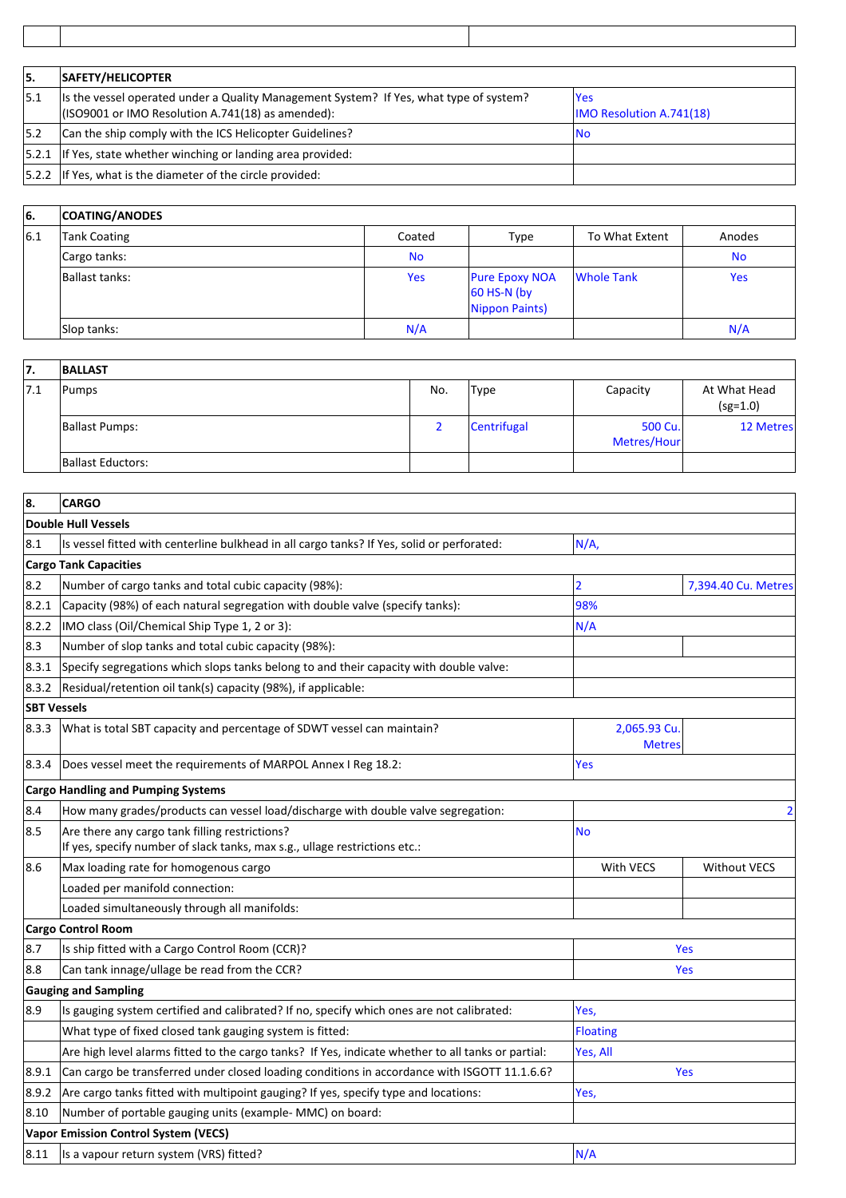| | | |
|---|---|---|
| | | |

| 5. | SAFETY/HELICOPTER | |
|---|---|---|
| 5.1 | Is the vessel operated under a Quality Management System? If Yes, what type of system? (ISO9001 or IMO Resolution A.741(18) as amended): | Yes IMO Resolution A.741(18) |
| 5.2 | Can the ship comply with the ICS Helicopter Guidelines? | No |
| 5.2.1 | If Yes, state whether winching or landing area provided: | |
| 5.2.2 | If Yes, what is the diameter of the circle provided: | |

| 6. | COATING/ANODES | | | | |
|---|---|---|---|---|---|
| 6.1 | Tank Coating | Coated | Type | To What Extent | Anodes |
| | Cargo tanks: | No | | | No |
| | Ballast tanks: | Yes | Pure Epoxy NOA 60 HS-N (by Nippon Paints) | Whole Tank | Yes |
| | Slop tanks: | N/A | | | N/A |

| 7. | BALLAST | | | | |
|---|---|---|---|---|---|
| 7.1 | Pumps | No. | Type | Capacity | At What Head (sg=1.0) |
| | Ballast Pumps: | 2 | Centrifugal | 500 Cu. Metres/Hour | 12 Metres |
| | Ballast Eductors: | | | | |

| 8. | CARGO | | |
|---|---|---|---|
| **Double Hull Vessels** | | | |
| 8.1 | Is vessel fitted with centerline bulkhead in all cargo tanks? If Yes, solid or perforated: | N/A, | |
| **Cargo Tank Capacities** | | | |
| 8.2 | Number of cargo tanks and total cubic capacity (98%): | 2 | 7,394.40 Cu. Metres |
| 8.2.1 | Capacity (98%) of each natural segregation with double valve (specify tanks): | 98% | |
| 8.2.2 | IMO class (Oil/Chemical Ship Type 1, 2 or 3): | N/A | |
| 8.3 | Number of slop tanks and total cubic capacity (98%): | | |
| 8.3.1 | Specify segregations which slops tanks belong to and their capacity with double valve: | | |
| 8.3.2 | Residual/retention oil tank(s) capacity (98%), if applicable: | | |
| **SBT Vessels** | | | |
| 8.3.3 | What is total SBT capacity and percentage of SDWT vessel can maintain? | 2,065.93 Cu. Metres | |
| 8.3.4 | Does vessel meet the requirements of MARPOL Annex I Reg 18.2: | Yes | |
| **Cargo Handling and Pumping Systems** | | | |
| 8.4 | How many grades/products can vessel load/discharge with double valve segregation: | | 2 |
| 8.5 | Are there any cargo tank filling restrictions? If yes, specify number of slack tanks, max s.g., ullage restrictions etc.: | No | |
| 8.6 | Max loading rate for homogenous cargo | With VECS | Without VECS |
| | Loaded per manifold connection: | | |
| | Loaded simultaneously through all manifolds: | | |
| **Cargo Control Room** | | | |
| 8.7 | Is ship fitted with a Cargo Control Room (CCR)? | Yes | |
| 8.8 | Can tank innage/ullage be read from the CCR? | Yes | |
| **Gauging and Sampling** | | | |
| 8.9 | Is gauging system certified and calibrated? If no, specify which ones are not calibrated: | Yes, | |
| | What type of fixed closed tank gauging system is fitted: | Floating | |
| | Are high level alarms fitted to the cargo tanks? If Yes, indicate whether to all tanks or partial: | Yes, All | |
| 8.9.1 | Can cargo be transferred under closed loading conditions in accordance with ISGOTT 11.1.6.6? | Yes | |
| 8.9.2 | Are cargo tanks fitted with multipoint gauging? If yes, specify type and locations: | Yes, | |
| 8.10 | Number of portable gauging units (example- MMC) on board: | | |
| **Vapor Emission Control System (VECS)** | | | |
| 8.11 | Is a vapour return system (VRS) fitted? | N/A | |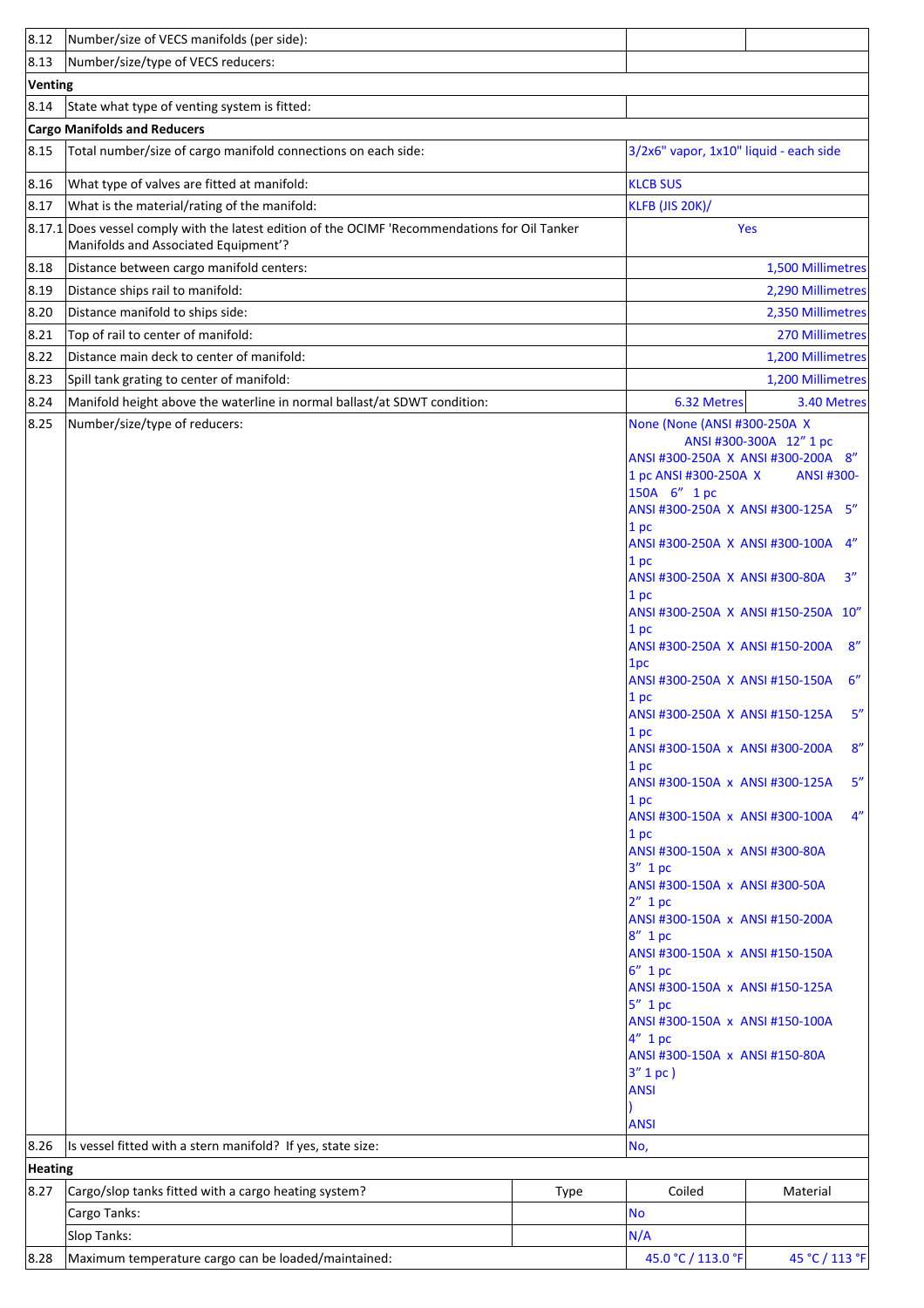| | | | |
|---|---|---|---|
| 8.12 | Number/size of VECS manifolds (per side): | | |
| 8.13 | Number/size/type of VECS reducers: | | |
| **Venting** | | | |
| 8.14 | State what type of venting system is fitted: | | |
| **Cargo Manifolds and Reducers** | | | |
| 8.15 | Total number/size of cargo manifold connections on each side: | 3/2x6" vapor, 1x10" liquid - each side | |
| 8.16 | What type of valves are fitted at manifold: | KLCB SUS | |
| 8.17 | What is the material/rating of the manifold: | KLFB (JIS 20K)/ | |
| 8.17.1 | Does vessel comply with the latest edition of the OCIMF 'Recommendations for Oil Tanker Manifolds and Associated Equipment'? | Yes | |
| 8.18 | Distance between cargo manifold centers: | 1,500 Millimetres | |
| 8.19 | Distance ships rail to manifold: | 2,290 Millimetres | |
| 8.20 | Distance manifold to ships side: | 2,350 Millimetres | |
| 8.21 | Top of rail to center of manifold: | 270 Millimetres | |
| 8.22 | Distance main deck to center of manifold: | 1,200 Millimetres | |
| 8.23 | Spill tank grating to center of manifold: | 1,200 Millimetres | |
| 8.24 | Manifold height above the waterline in normal ballast/at SDWT condition: | 6.32 Metres | 3.40 Metres |
| 8.25 | Number/size/type of reducers: | None (None (ANSI #300-250A X ANSI #300-300A 12" 1 pc ANSI #300-250A X ANSI #300-200A 8" 1 pc ANSI #300-250A X ANSI #300-150A 6" 1 pc ANSI #300-250A X ANSI #300-125A 5" 1 pc ANSI #300-250A X ANSI #300-100A 4" 1 pc ANSI #300-250A X ANSI #300-80A 3" 1 pc ANSI #300-250A X ANSI #150-250A 10" 1 pc ANSI #300-250A X ANSI #150-200A 8" 1pc ANSI #300-250A X ANSI #150-150A 6" 1 pc ANSI #300-250A X ANSI #150-125A 5" 1 pc ANSI #300-150A x ANSI #300-200A 8" 1 pc ANSI #300-150A x ANSI #300-125A 5" 1 pc ANSI #300-150A x ANSI #300-100A 4" 1 pc ANSI #300-150A x ANSI #300-80A 3" 1 pc ANSI #300-150A x ANSI #300-50A 2" 1 pc ANSI #300-150A x ANSI #150-200A 8" 1 pc ANSI #300-150A x ANSI #150-150A 6" 1 pc ANSI #300-150A x ANSI #150-125A 5" 1 pc ANSI #300-150A x ANSI #150-100A 4" 1 pc ANSI #300-150A x ANSI #150-80A 3" 1 pc ) ANSI ) ANSI | |
| 8.26 | Is vessel fitted with a stern manifold? If yes, state size: | No, | |
| **Heating** | | | |
| 8.27 | Cargo/slop tanks fitted with a cargo heating system? Type | Coiled | Material |
| | Cargo Tanks: | No | |
| | Slop Tanks: | N/A | |
| 8.28 | Maximum temperature cargo can be loaded/maintained: | 45.0 °C / 113.0 °F | 45 °C / 113 °F |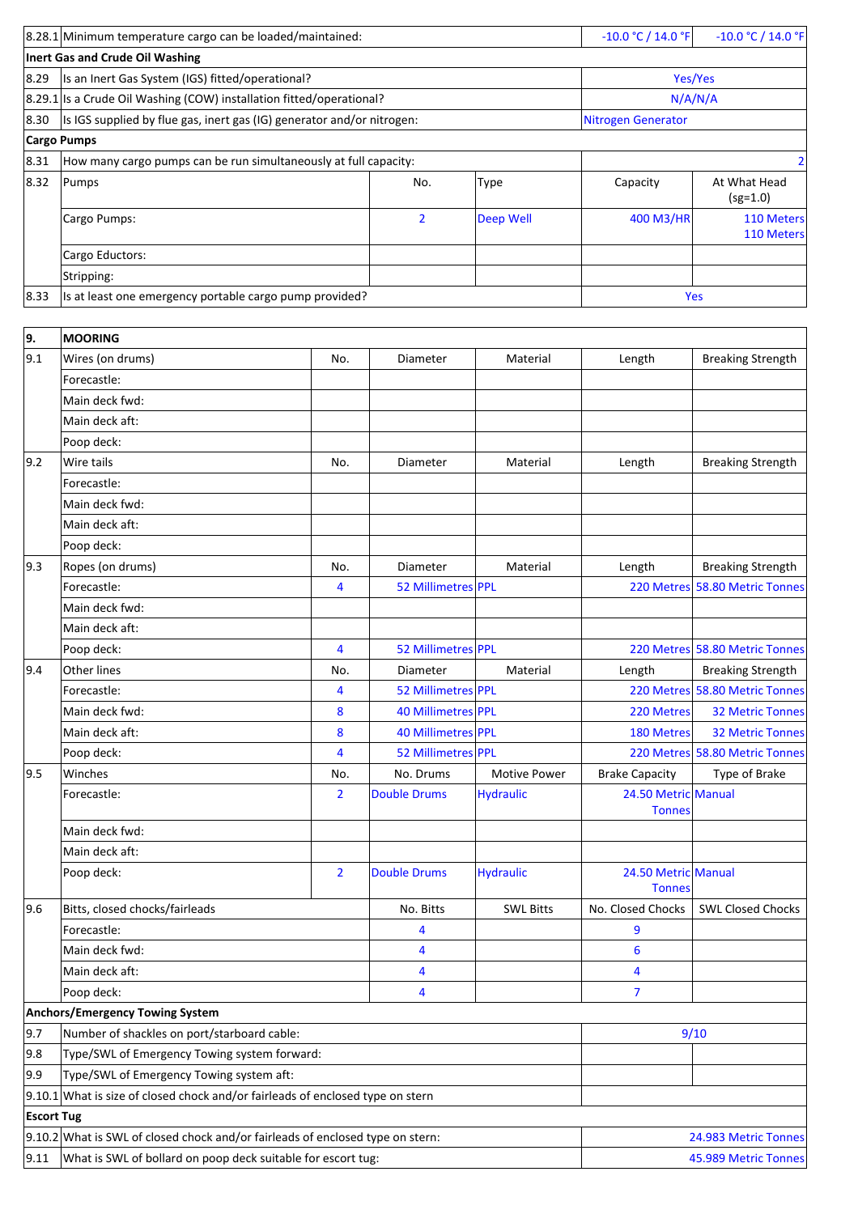| | | | | | | |
|---|---|---|---|---|---|---|
| 8.28.1 | Minimum temperature cargo can be loaded/maintained: | | | | -10.0 °C / 14.0 °F | -10.0 °C / 14.0 °F |
| **Inert Gas and Crude Oil Washing** | | | | | | |
| 8.29 | Is an Inert Gas System (IGS) fitted/operational? | | | | Yes/Yes | |
| 8.29.1 | Is a Crude Oil Washing (COW) installation fitted/operational? | | | | N/A/N/A | |
| 8.30 | Is IGS supplied by flue gas, inert gas (IG) generator and/or nitrogen: | | | | Nitrogen Generator | |
| **Cargo Pumps** | | | | | | |
| 8.31 | How many cargo pumps can be run simultaneously at full capacity: | | | | | 2 |
| 8.32 | Pumps | | No. | Type | Capacity | At What Head (sg=1.0) |
| | Cargo Pumps: | | 2 | Deep Well | 400 M3/HR | 110 Meters 110 Meters |
| | Cargo Eductors: | | | | | |
| | Stripping: | | | | | |
| 8.33 | Is at least one emergency portable cargo pump provided? | | | | Yes | |

| | | | | | | |
|---|---|---|---|---|---|---|
| **9.** | **MOORING** | | | | | |
| 9.1 | Wires (on drums) | No. | Diameter | Material | Length | Breaking Strength |
| | Forecastle: | | | | | |
| | Main deck fwd: | | | | | |
| | Main deck aft: | | | | | |
| | Poop deck: | | | | | |
| 9.2 | Wire tails | No. | Diameter | Material | Length | Breaking Strength |
| | Forecastle: | | | | | |
| | Main deck fwd: | | | | | |
| | Main deck aft: | | | | | |
| | Poop deck: | | | | | |
| 9.3 | Ropes (on drums) | No. | Diameter | Material | Length | Breaking Strength |
| | Forecastle: | 4 | 52 Millimetres | PPL | 220 Metres | 58.80 Metric Tonnes |
| | Main deck fwd: | | | | | |
| | Main deck aft: | | | | | |
| | Poop deck: | 4 | 52 Millimetres | PPL | 220 Metres | 58.80 Metric Tonnes |
| 9.4 | Other lines | No. | Diameter | Material | Length | Breaking Strength |
| | Forecastle: | 4 | 52 Millimetres | PPL | 220 Metres | 58.80 Metric Tonnes |
| | Main deck fwd: | 8 | 40 Millimetres | PPL | 220 Metres | 32 Metric Tonnes |
| | Main deck aft: | 8 | 40 Millimetres | PPL | 180 Metres | 32 Metric Tonnes |
| | Poop deck: | 4 | 52 Millimetres | PPL | 220 Metres | 58.80 Metric Tonnes |
| 9.5 | Winches | No. | No. Drums | Motive Power | Brake Capacity | Type of Brake |
| | Forecastle: | 2 | Double Drums | Hydraulic | 24.50 Metric Tonnes | Manual |
| | Main deck fwd: | | | | | |
| | Main deck aft: | | | | | |
| | Poop deck: | 2 | Double Drums | Hydraulic | 24.50 Metric Tonnes | Manual |
| 9.6 | Bitts, closed chocks/fairleads | | No. Bitts | SWL Bitts | No. Closed Chocks | SWL Closed Chocks |
| | Forecastle: | | 4 | | 9 | |
| | Main deck fwd: | | 4 | | 6 | |
| | Main deck aft: | | 4 | | 4 | |
| | Poop deck: | | 4 | | 7 | |
| **Anchors/Emergency Towing System** | | | | | | |
| 9.7 | Number of shackles on port/starboard cable: | | | | 9/10 | |
| 9.8 | Type/SWL of Emergency Towing system forward: | | | | | |
| 9.9 | Type/SWL of Emergency Towing system aft: | | | | | |
| 9.10.1 | What is size of closed chock and/or fairleads of enclosed type on stern | | | | | |
| **Escort Tug** | | | | | | |
| 9.10.2 | What is SWL of closed chock and/or fairleads of enclosed type on stern: | | | | | 24.983 Metric Tonnes |
| 9.11 | What is SWL of bollard on poop deck suitable for escort tug: | | | | | 45.989 Metric Tonnes |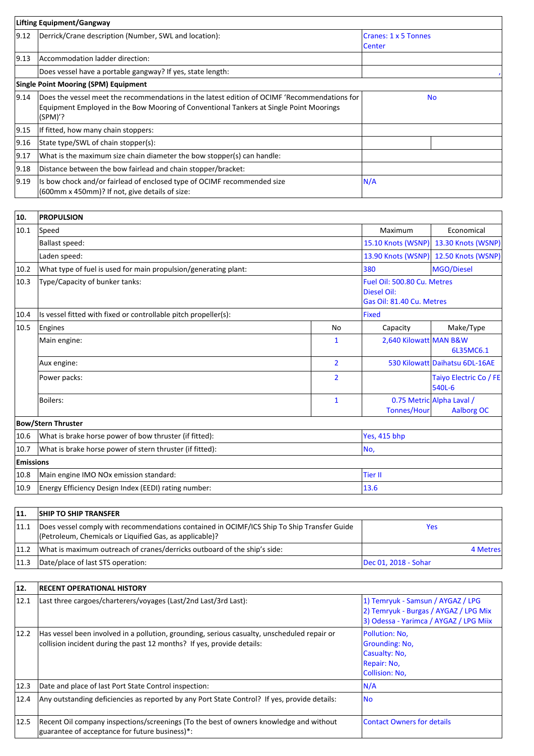| Lifting Equipment/Gangway | | | |
|---|---|---|---|
| 9.12 | Derrick/Crane description (Number, SWL and location): | Cranes: 1 x 5 Tonnes Center | |
| 9.13 | Accommodation ladder direction: | | |
| | Does vessel have a portable gangway? If yes, state length: | , | |
| **Single Point Mooring (SPM) Equipment** | | | |
| 9.14 | Does the vessel meet the recommendations in the latest edition of OCIMF 'Recommendations for Equipment Employed in the Bow Mooring of Conventional Tankers at Single Point Moorings (SPM)'? | No | |
| 9.15 | If fitted, how many chain stoppers: | | |
| 9.16 | State type/SWL of chain stopper(s): | | |
| 9.17 | What is the maximum size chain diameter the bow stopper(s) can handle: | | |
| 9.18 | Distance between the bow fairlead and chain stopper/bracket: | | |
| 9.19 | Is bow chock and/or fairlead of enclosed type of OCIMF recommended size (600mm x 450mm)? If not, give details of size: | N/A | |

| 10. | PROPULSION | | | |
|---|---|---|---|---|
| 10.1 | Speed | | Maximum | Economical |
| | Ballast speed: | | 15.10 Knots (WSNP) | 13.30 Knots (WSNP) |
| | Laden speed: | | 13.90 Knots (WSNP) | 12.50 Knots (WSNP) |
| 10.2 | What type of fuel is used for main propulsion/generating plant: | | 380 | MGO/Diesel |
| 10.3 | Type/Capacity of bunker tanks: | | Fuel Oil: 500.80 Cu. Metres<br>Diesel Oil:<br>Gas Oil: 81.40 Cu. Metres | |
| 10.4 | Is vessel fitted with fixed or controllable pitch propeller(s): | | Fixed | |
| 10.5 | Engines | No | Capacity | Make/Type |
| | Main engine: | 1 | 2,640 Kilowatt | MAN B&W 6L35MC6.1 |
| | Aux engine: | 2 | 530 Kilowatt | Daihatsu 6DL-16AE |
| | Power packs: | 2 | | Taiyo Electric Co / FE 540L-6 |
| | Boilers: | 1 | 0.75 Metric Tonnes/Hour | Alpha Laval / Aalborg OC |
| **Bow/Stern Thruster** | | | | |
| 10.6 | What is brake horse power of bow thruster (if fitted): | | Yes, 415 bhp | |
| 10.7 | What is brake horse power of stern thruster (if fitted): | | No, | |
| **Emissions** | | | | |
| 10.8 | Main engine IMO NOx emission standard: | | Tier II | |
| 10.9 | Energy Efficiency Design Index (EEDI) rating number: | | 13.6 | |

| 11. | SHIP TO SHIP TRANSFER | |
|---|---|---|
| 11.1 | Does vessel comply with recommendations contained in OCIMF/ICS Ship To Ship Transfer Guide (Petroleum, Chemicals or Liquified Gas, as applicable)? | Yes |
| 11.2 | What is maximum outreach of cranes/derricks outboard of the ship's side: | 4 Metres |
| 11.3 | Date/place of last STS operation: | Dec 01, 2018 - Sohar |

| 12. | RECENT OPERATIONAL HISTORY | |
|---|---|---|
| 12.1 | Last three cargoes/charterers/voyages (Last/2nd Last/3rd Last): | 1) Temryuk - Samsun / AYGAZ / LPG<br>2) Temryuk - Burgas / AYGAZ / LPG Mix<br>3) Odessa - Yarimca / AYGAZ / LPG Miix |
| 12.2 | Has vessel been involved in a pollution, grounding, serious casualty, unscheduled repair or collision incident during the past 12 months? If yes, provide details: | Pollution: No,<br>Grounding: No,<br>Casualty: No,<br>Repair: No,<br>Collision: No, |
| 12.3 | Date and place of last Port State Control inspection: | N/A |
| 12.4 | Any outstanding deficiencies as reported by any Port State Control? If yes, provide details: | No |
| 12.5 | Recent Oil company inspections/screenings (To the best of owners knowledge and without guarantee of acceptance for future business)*: | Contact Owners for details |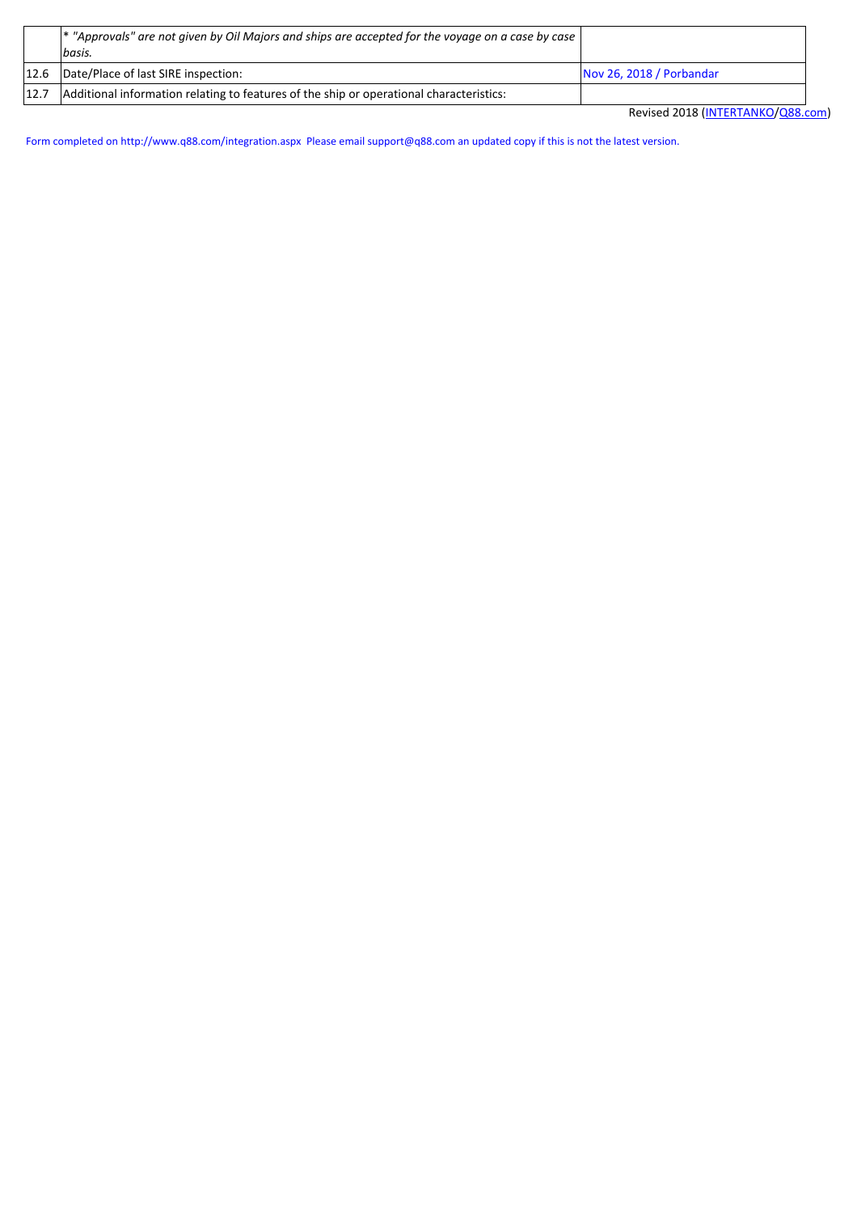| | | |
|---|---|---|
| | *\* "Approvals" are not given by Oil Majors and ships are accepted for the voyage on a case by case basis.* | |
| 12.6 | Date/Place of last SIRE inspection: | Nov 26, 2018 / Porbandar |
| 12.7 | Additional information relating to features of the ship or operational characteristics: | |

Revised 2018 (INTERTANKO/Q88.com)

Form completed on http://www.q88.com/integration.aspx Please email support@q88.com an updated copy if this is not the latest version.